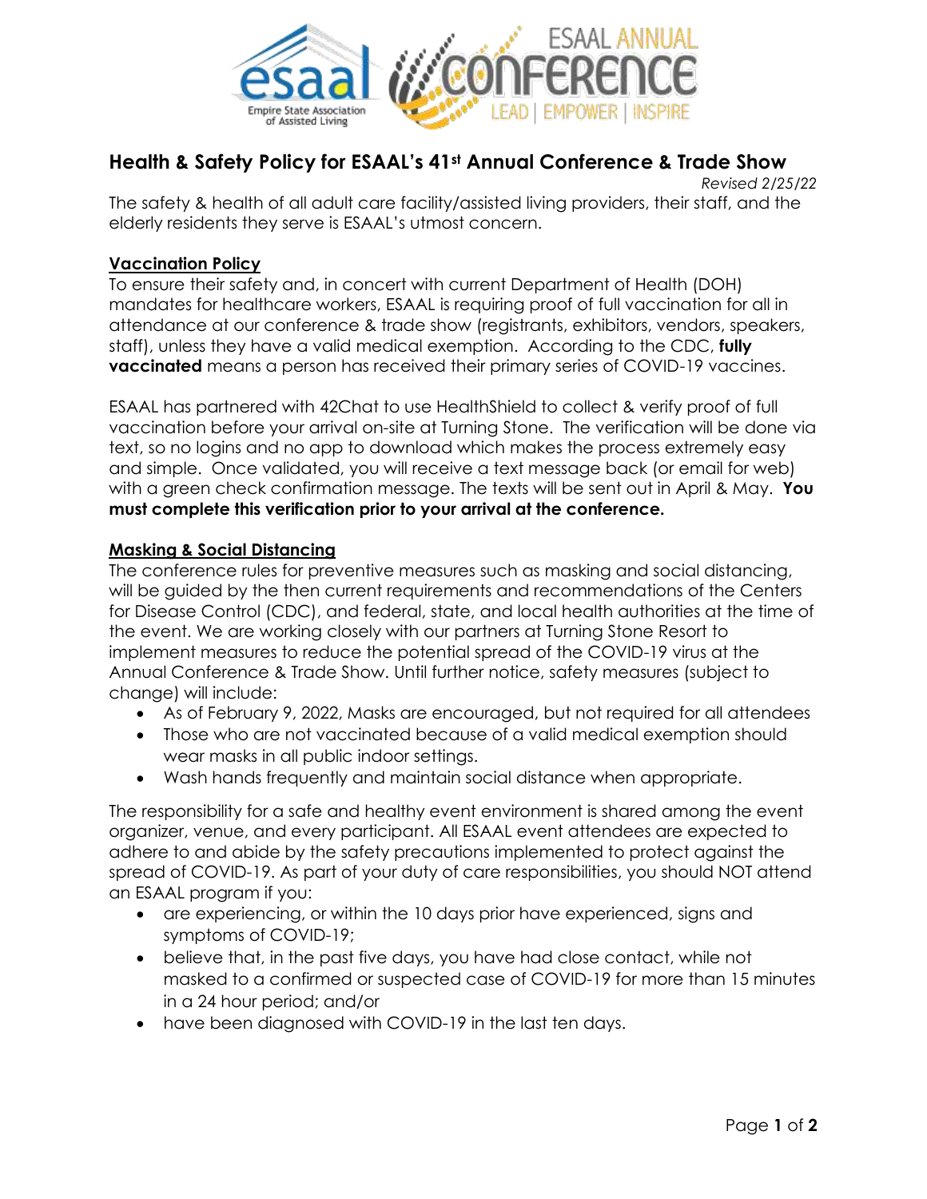# Health & Safety Policy for ESAAL's 41st Annual Conference & Trade Show

*Revised 2/25/22*

The safety & health of all adult care facility/assisted living providers, their staff, and the elderly residents they serve is ESAAL's utmost concern.

## Vaccination Policy

To ensure their safety and, in concert with current Department of Health (DOH) mandates for healthcare workers, ESAAL is requiring proof of full vaccination for all in attendance at our conference & trade show (registrants, exhibitors, vendors, speakers, staff), unless they have a valid medical exemption. According to the CDC, **fully vaccinated** means a person has received their primary series of COVID-19 vaccines.

ESAAL has partnered with 42Chat to use HealthShield to collect & verify proof of full vaccination before your arrival on-site at Turning Stone. The verification will be done via text, so no logins and no app to download which makes the process extremely easy and simple. Once validated, you will receive a text message back (or email for web) with a green check confirmation message. The texts will be sent out in April & May. **You must complete this verification prior to your arrival at the conference.**

## Masking & Social Distancing

The conference rules for preventive measures such as masking and social distancing, will be guided by the then current requirements and recommendations of the Centers for Disease Control (CDC), and federal, state, and local health authorities at the time of the event. We are working closely with our partners at Turning Stone Resort to implement measures to reduce the potential spread of the COVID-19 virus at the Annual Conference & Trade Show. Until further notice, safety measures (subject to change) will include:

- As of February 9, 2022, Masks are encouraged, but not required for all attendees
- Those who are not vaccinated because of a valid medical exemption should wear masks in all public indoor settings.
- Wash hands frequently and maintain social distance when appropriate.

The responsibility for a safe and healthy event environment is shared among the event organizer, venue, and every participant. All ESAAL event attendees are expected to adhere to and abide by the safety precautions implemented to protect against the spread of COVID-19. As part of your duty of care responsibilities, you should NOT attend an ESAAL program if you:

- are experiencing, or within the 10 days prior have experienced, signs and symptoms of COVID-19;
- believe that, in the past five days, you have had close contact, while not masked to a confirmed or suspected case of COVID-19 for more than 15 minutes in a 24 hour period; and/or
- have been diagnosed with COVID-19 in the last ten days.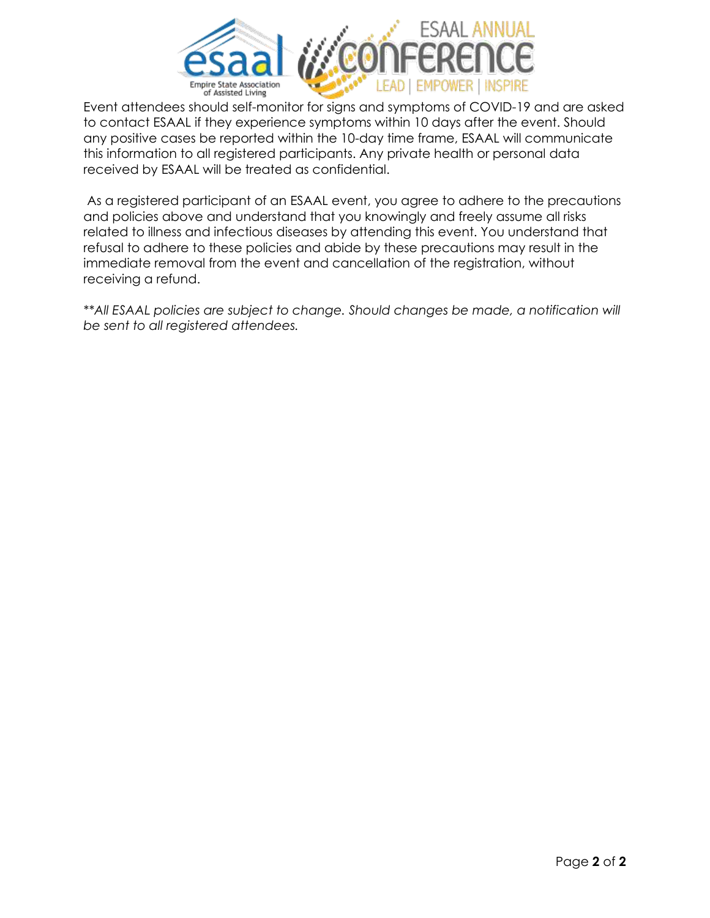Event attendees should self-monitor for signs and symptoms of COVID-19 and are asked to contact ESAAL if they experience symptoms within 10 days after the event. Should any positive cases be reported within the 10-day time frame, ESAAL will communicate this information to all registered participants. Any private health or personal data received by ESAAL will be treated as confidential.

As a registered participant of an ESAAL event, you agree to adhere to the precautions and policies above and understand that you knowingly and freely assume all risks related to illness and infectious diseases by attending this event. You understand that refusal to adhere to these policies and abide by these precautions may result in the immediate removal from the event and cancellation of the registration, without receiving a refund.

*\*\*All ESAAL policies are subject to change. Should changes be made, a notification will be sent to all registered attendees.*